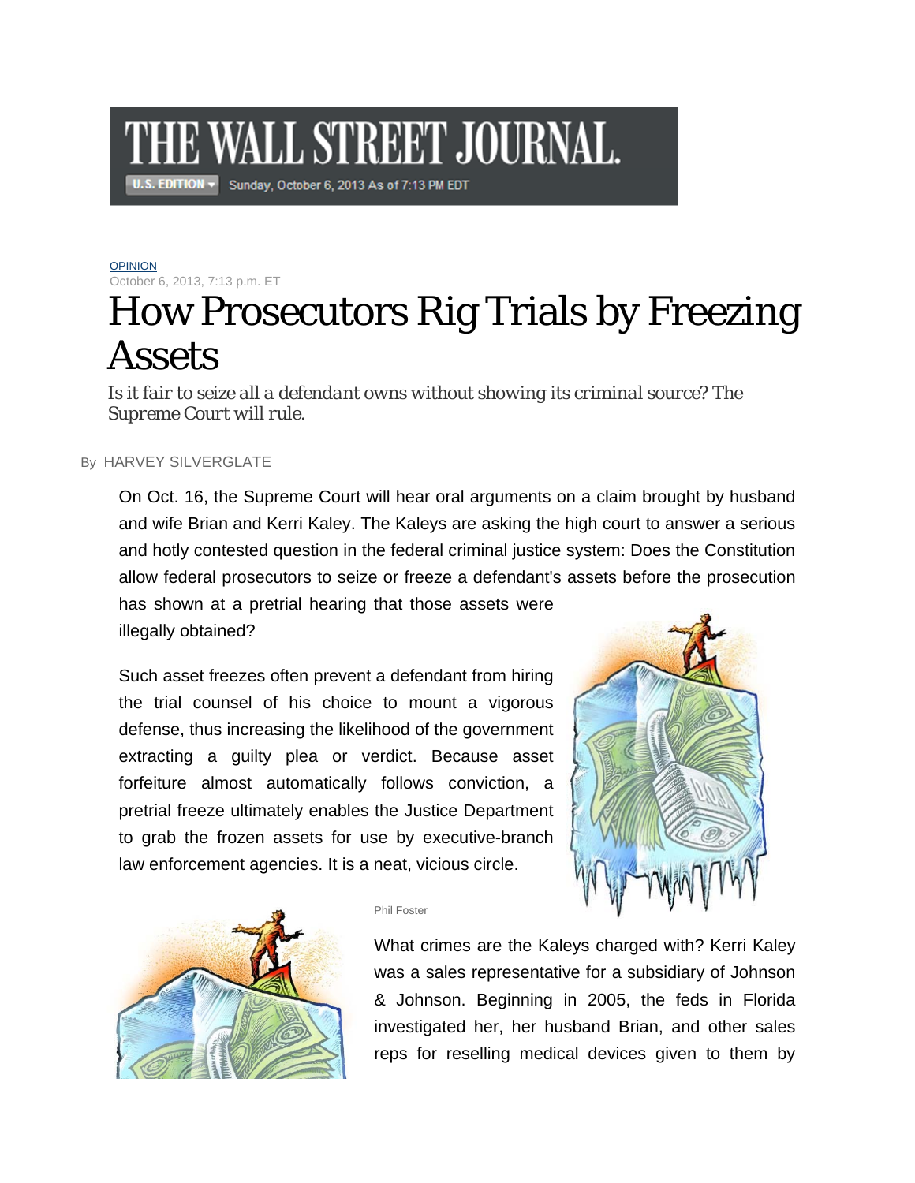THE WALL STREET JOURNAL.

U.S. EDITION Sunday, October 6, 2013 As of 7:13 PM EDT

OPINION

October 6, 2013, 7:13 p.m. ET

# How Prosecutors Rig Trials by Freezing Assets

*Is it fair to seize all a defendant owns without showing its criminal source? The Supreme Court will rule.*

By HARVEY SILVERGLATE

On Oct. 16, the Supreme Court will hear oral arguments on a claim brought by husband and wife Brian and Kerri Kaley. The Kaleys are asking the high court to answer a serious and hotly contested question in the federal criminal justice system: Does the Constitution allow federal prosecutors to seize or freeze a defendant's assets before the prosecution has shown at a pretrial hearing that those assets were illegally obtained?

Such asset freezes often prevent a defendant from hiring the trial counsel of his choice to mount a vigorous defense, thus increasing the likelihood of the government extracting a guilty plea or verdict. Because asset forfeiture almost automatically follows conviction, a pretrial freeze ultimately enables the Justice Department to grab the frozen assets for use by executive-branch law enforcement agencies. It is a neat, vicious circle.

Phil Foster

What crimes are the Kaleys charged with? Kerri Kaley was a sales representative for a subsidiary of Johnson & Johnson. Beginning in 2005, the feds in Florida investigated her, her husband Brian, and other sales reps for reselling medical devices given to them by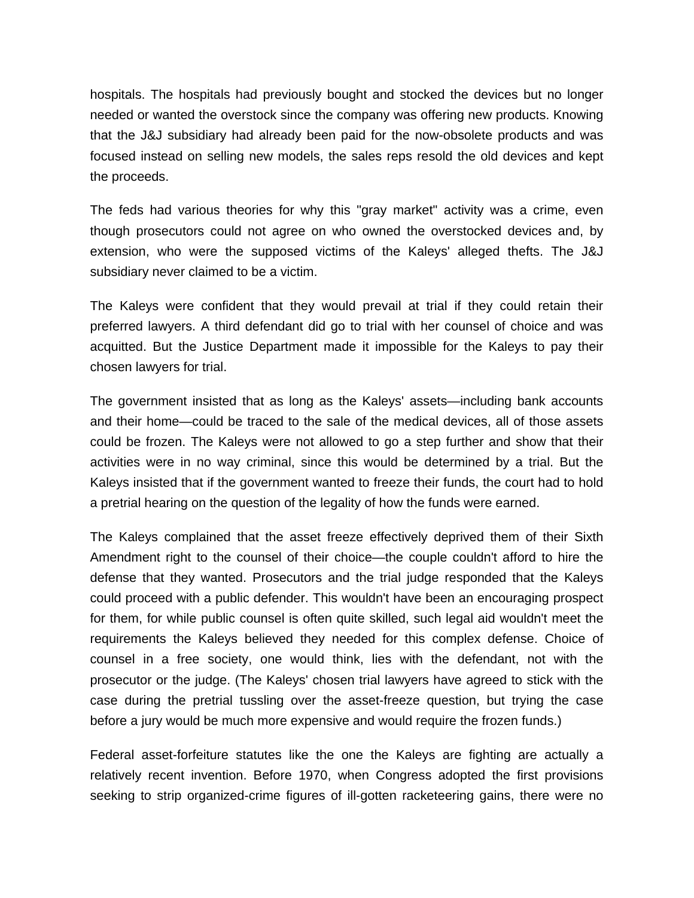hospitals. The hospitals had previously bought and stocked the devices but no longer needed or wanted the overstock since the company was offering new products. Knowing that the J&J subsidiary had already been paid for the now-obsolete products and was focused instead on selling new models, the sales reps resold the old devices and kept the proceeds.

The feds had various theories for why this "gray market" activity was a crime, even though prosecutors could not agree on who owned the overstocked devices and, by extension, who were the supposed victims of the Kaleys' alleged thefts. The J&J subsidiary never claimed to be a victim.

The Kaleys were confident that they would prevail at trial if they could retain their preferred lawyers. A third defendant did go to trial with her counsel of choice and was acquitted. But the Justice Department made it impossible for the Kaleys to pay their chosen lawyers for trial.

The government insisted that as long as the Kaleys' assets—including bank accounts and their home—could be traced to the sale of the medical devices, all of those assets could be frozen. The Kaleys were not allowed to go a step further and show that their activities were in no way criminal, since this would be determined by a trial. But the Kaleys insisted that if the government wanted to freeze their funds, the court had to hold a pretrial hearing on the question of the legality of how the funds were earned.

The Kaleys complained that the asset freeze effectively deprived them of their Sixth Amendment right to the counsel of their choice—the couple couldn't afford to hire the defense that they wanted. Prosecutors and the trial judge responded that the Kaleys could proceed with a public defender. This wouldn't have been an encouraging prospect for them, for while public counsel is often quite skilled, such legal aid wouldn't meet the requirements the Kaleys believed they needed for this complex defense. Choice of counsel in a free society, one would think, lies with the defendant, not with the prosecutor or the judge. (The Kaleys' chosen trial lawyers have agreed to stick with the case during the pretrial tussling over the asset-freeze question, but trying the case before a jury would be much more expensive and would require the frozen funds.)

Federal asset-forfeiture statutes like the one the Kaleys are fighting are actually a relatively recent invention. Before 1970, when Congress adopted the first provisions seeking to strip organized-crime figures of ill-gotten racketeering gains, there were no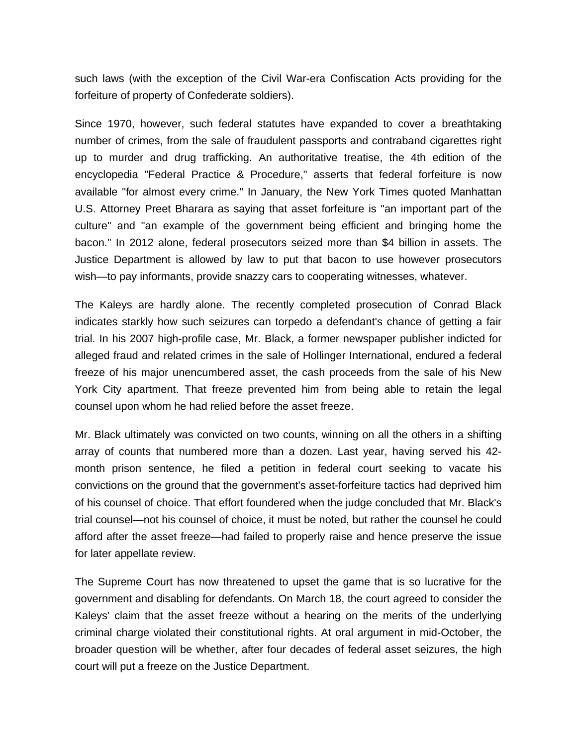such laws (with the exception of the Civil War-era Confiscation Acts providing for the forfeiture of property of Confederate soldiers).

Since 1970, however, such federal statutes have expanded to cover a breathtaking number of crimes, from the sale of fraudulent passports and contraband cigarettes right up to murder and drug trafficking. An authoritative treatise, the 4th edition of the encyclopedia "Federal Practice & Procedure," asserts that federal forfeiture is now available "for almost every crime." In January, the New York Times quoted Manhattan U.S. Attorney Preet Bharara as saying that asset forfeiture is "an important part of the culture" and "an example of the government being efficient and bringing home the bacon." In 2012 alone, federal prosecutors seized more than $4 billion in assets. The Justice Department is allowed by law to put that bacon to use however prosecutors wish—to pay informants, provide snazzy cars to cooperating witnesses, whatever.

The Kaleys are hardly alone. The recently completed prosecution of Conrad Black indicates starkly how such seizures can torpedo a defendant's chance of getting a fair trial. In his 2007 high-profile case, Mr. Black, a former newspaper publisher indicted for alleged fraud and related crimes in the sale of Hollinger International, endured a federal freeze of his major unencumbered asset, the cash proceeds from the sale of his New York City apartment. That freeze prevented him from being able to retain the legal counsel upon whom he had relied before the asset freeze.

Mr. Black ultimately was convicted on two counts, winning on all the others in a shifting array of counts that numbered more than a dozen. Last year, having served his 42-month prison sentence, he filed a petition in federal court seeking to vacate his convictions on the ground that the government's asset-forfeiture tactics had deprived him of his counsel of choice. That effort foundered when the judge concluded that Mr. Black's trial counsel—not his counsel of choice, it must be noted, but rather the counsel he could afford after the asset freeze—had failed to properly raise and hence preserve the issue for later appellate review.

The Supreme Court has now threatened to upset the game that is so lucrative for the government and disabling for defendants. On March 18, the court agreed to consider the Kaleys' claim that the asset freeze without a hearing on the merits of the underlying criminal charge violated their constitutional rights. At oral argument in mid-October, the broader question will be whether, after four decades of federal asset seizures, the high court will put a freeze on the Justice Department.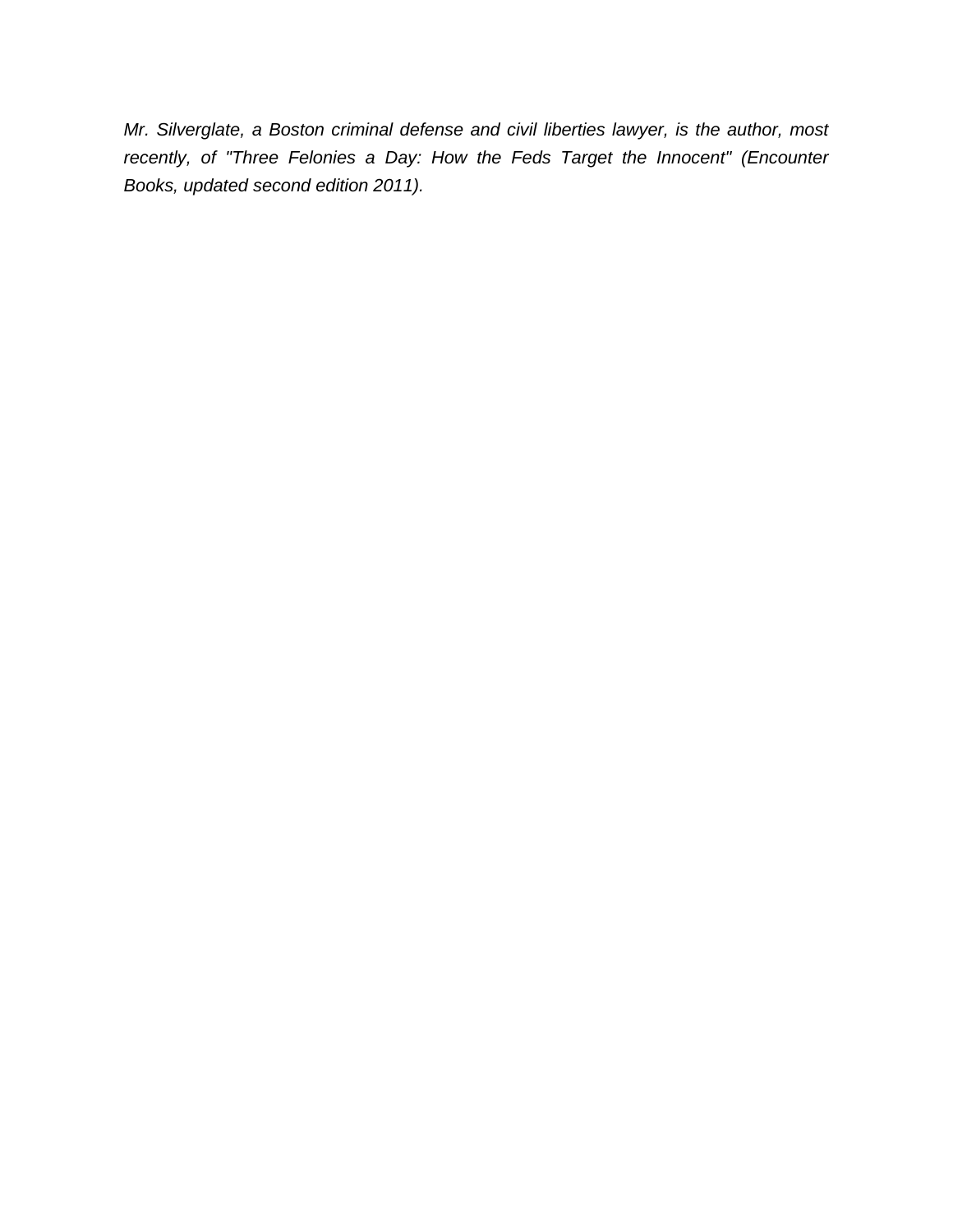*Mr. Silverglate, a Boston criminal defense and civil liberties lawyer, is the author, most recently, of "Three Felonies a Day: How the Feds Target the Innocent" (Encounter Books, updated second edition 2011).*